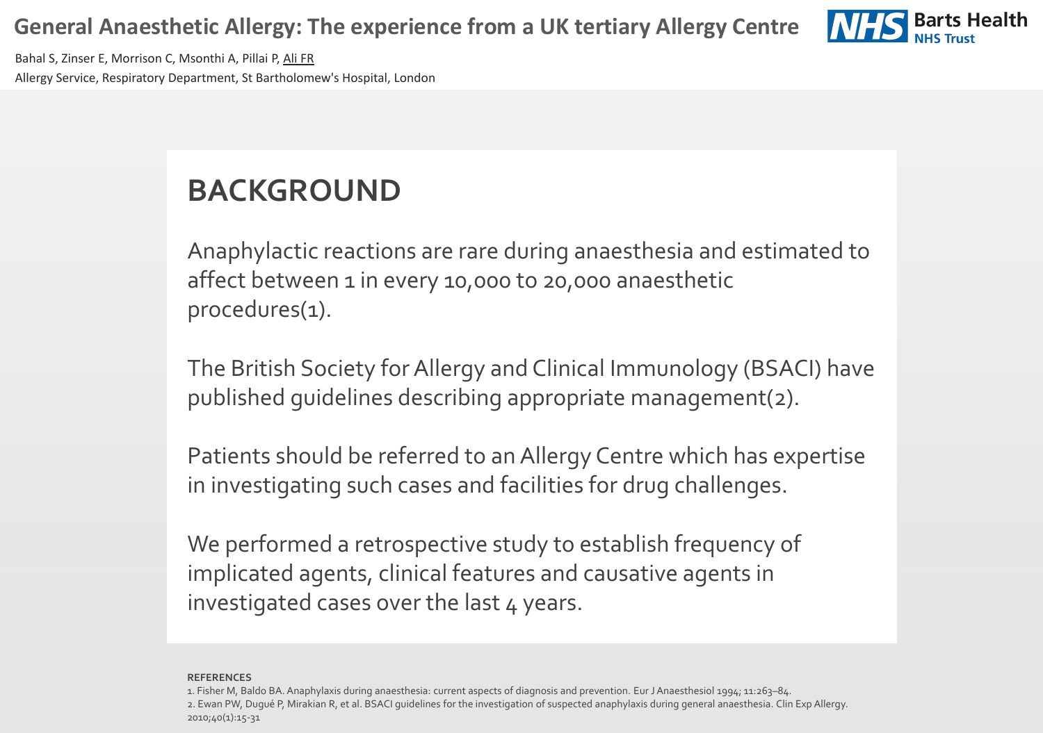# General Anaesthetic Allergy: The experience from a UK tertiary Allergy Centre

Bahal S, Zinser E, Morrison C, Msonthi A, Pillai P, Ali FR

Allergy Service, Respiratory Department, St Bartholomew's Hospital, London

## BACKGROUND

Anaphylactic reactions are rare during anaesthesia and estimated to affect between 1 in every 10,000 to 20,000 anaesthetic procedures(1).

The British Society for Allergy and Clinical Immunology (BSACI) have published guidelines describing appropriate management(2).

Patients should be referred to an Allergy Centre which has expertise in investigating such cases and facilities for drug challenges.

We performed a retrospective study to establish frequency of implicated agents, clinical features and causative agents in investigated cases over the last 4 years.

**REFERENCES**

1. Fisher M, Baldo BA. Anaphylaxis during anaesthesia: current aspects of diagnosis and prevention. Eur J Anaesthesiol 1994; 11:263–84.
2. Ewan PW, Dugué P, Mirakian R, et al. BSACI guidelines for the investigation of suspected anaphylaxis during general anaesthesia. Clin Exp Allergy. 2010;40(1):15-31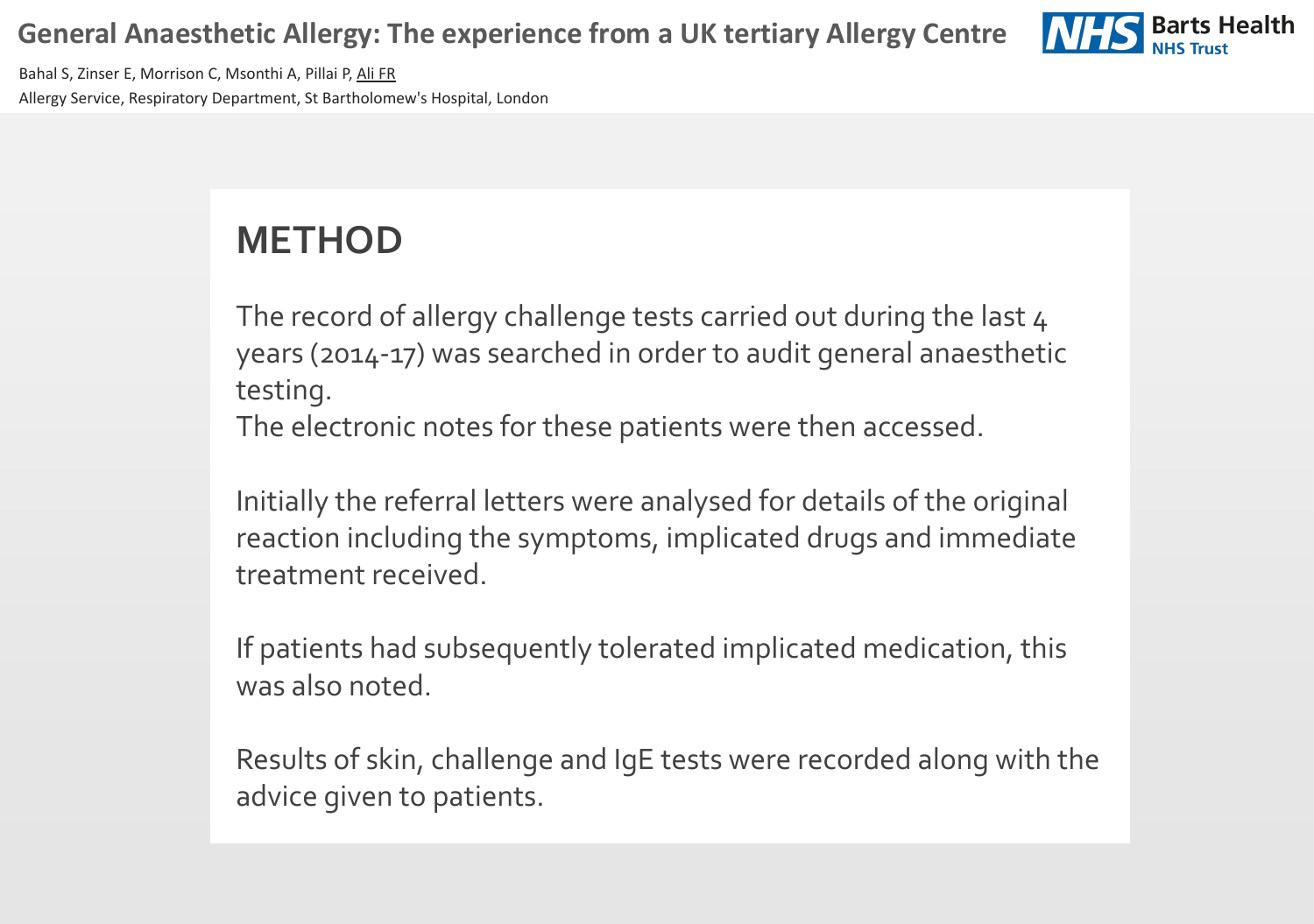## METHOD

The record of allergy challenge tests carried out during the last 4 years (2014-17) was searched in order to audit general anaesthetic testing.
The electronic notes for these patients were then accessed.

Initially the referral letters were analysed for details of the original reaction including the symptoms, implicated drugs and immediate treatment received.

If patients had subsequently tolerated implicated medication, this was also noted.

Results of skin, challenge and IgE tests were recorded along with the advice given to patients.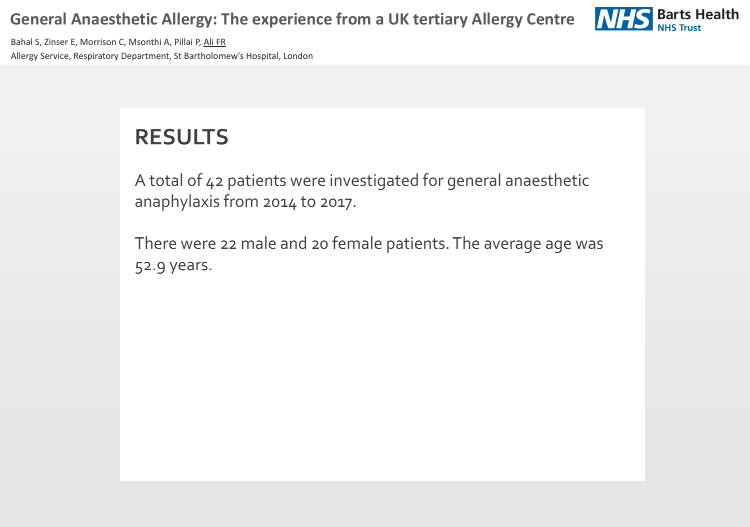## RESULTS

A total of 42 patients were investigated for general anaesthetic anaphylaxis from 2014 to 2017.

There were 22 male and 20 female patients. The average age was 52.9 years.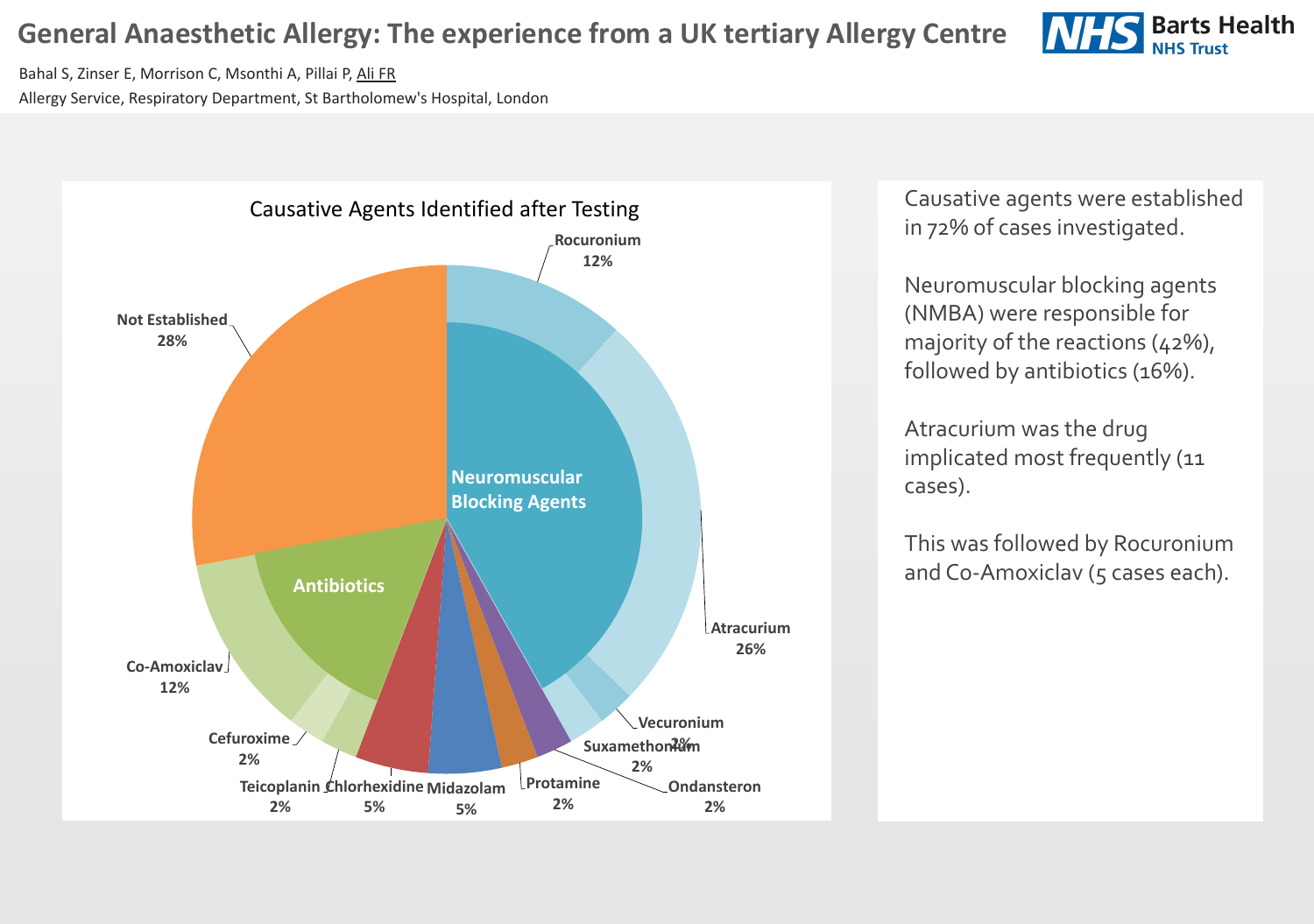# General Anaesthetic Allergy: The experience from a UK tertiary Allergy Centre

Bahal S, Zinser E, Morrison C, Msonthi A, Pillai P, Ali FR

Allergy Service, Respiratory Department, St Bartholomew's Hospital, London

**Causative Agents Identified after Testing**

| Category | Agent | % |
|---|---|---|
| Neuromuscular Blocking Agents | Rocuronium | 12% |
| | Atracurium | 26% |
| | Vecuronium | 2% |
| | Suxamethonium | 2% |
| Antibiotics | Co-Amoxiclav | 12% |
| | Cefuroxime | 2% |
| | Teicoplanin | 2% |
| | Chlorhexidine | 5% |
| | Midazolam | 5% |
| | Protamine | 2% |
| | Ondansteron | 2% |
| | Not Established | 28% |

Causative agents were established in 72% of cases investigated.

Neuromuscular blocking agents (NMBA) were responsible for majority of the reactions (42%), followed by antibiotics (16%).

Atracurium was the drug implicated most frequently (11 cases).

This was followed by Rocuronium and Co-Amoxiclav (5 cases each).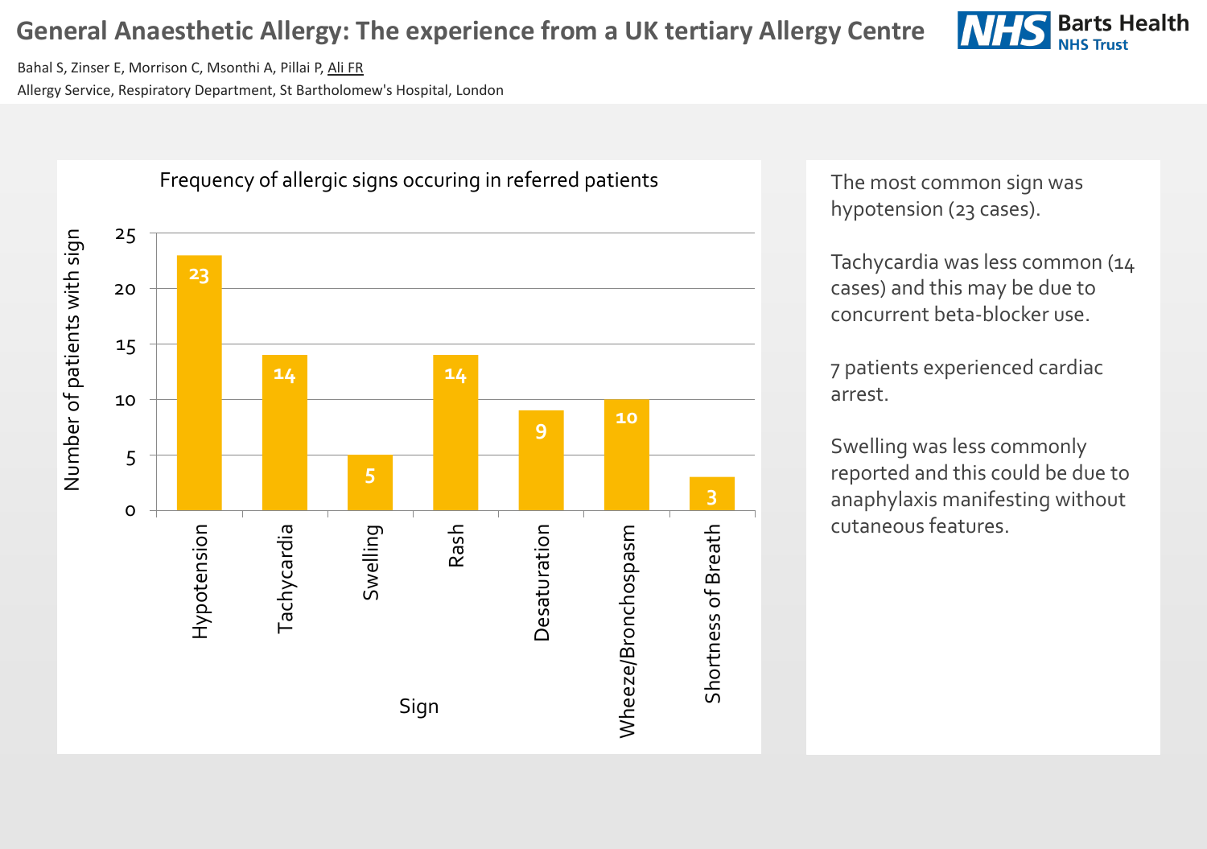# General Anaesthetic Allergy: The experience from a UK tertiary Allergy Centre

Bahal S, Zinser E, Morrison C, Msonthi A, Pillai P, Ali FR

Allergy Service, Respiratory Department, St Bartholomew's Hospital, London

Frequency of allergic signs occuring in referred patients

Number of patients with sign

0
5
10
15
20
25

23
14
5
14
9
10
3

Hypotension
Tachycardia
Swelling
Rash
Desaturation
Wheeze/Bronchospasm
Shortness of Breath

Sign

The most common sign was hypotension (23 cases).

Tachycardia was less common (14 cases) and this may be due to concurrent beta-blocker use.

7 patients experienced cardiac arrest.

Swelling was less commonly reported and this could be due to anaphylaxis manifesting without cutaneous features.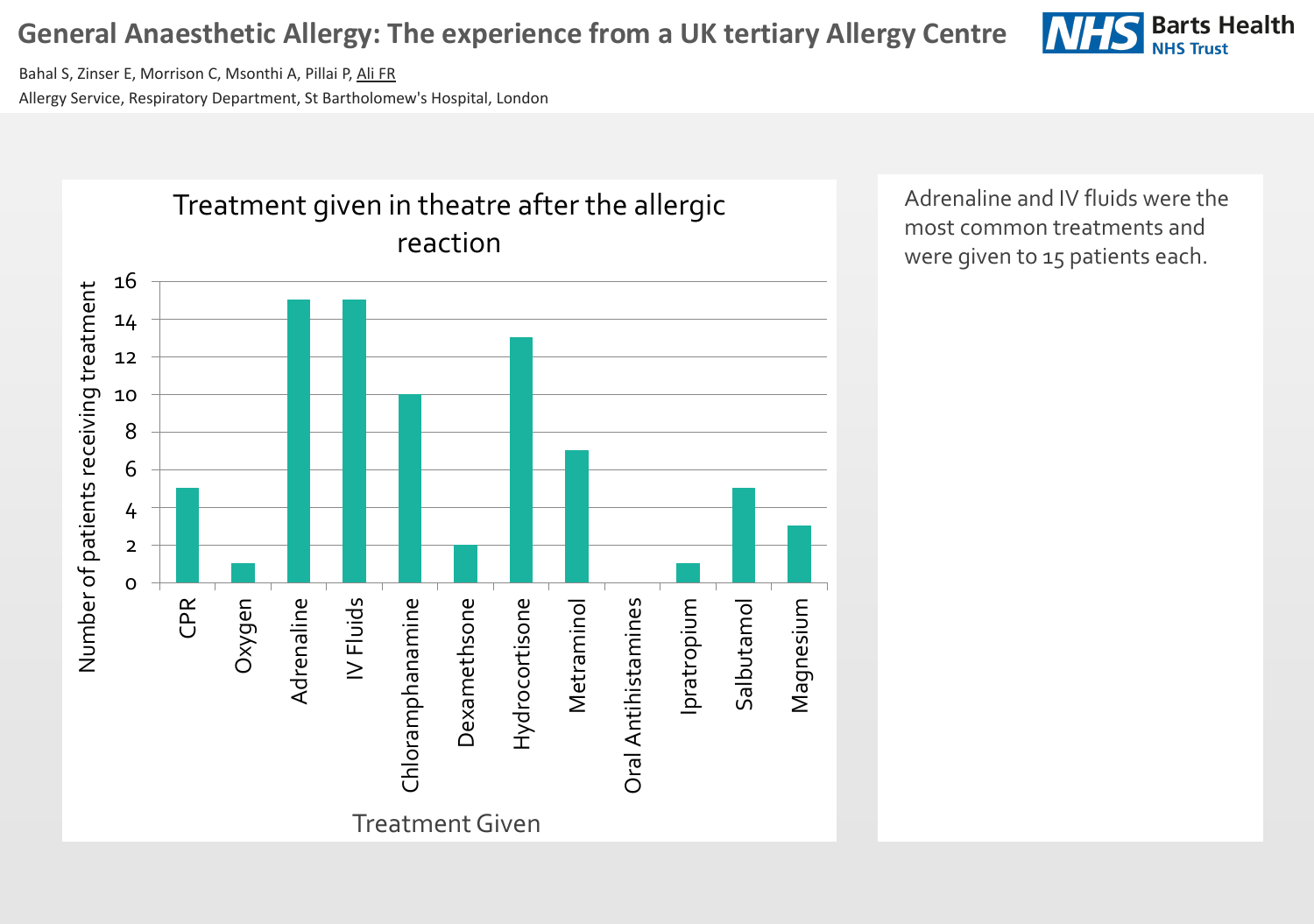# General Anaesthetic Allergy: The experience from a UK tertiary Allergy Centre

Bahal S, Zinser E, Morrison C, Msonthi A, Pillai P, Ali FR

Allergy Service, Respiratory Department, St Bartholomew's Hospital, London

**Treatment given in theatre after the allergic reaction**

| Treatment Given | Number of patients receiving treatment |
| --- | --- |
| CPR | 5 |
| Oxygen | 1 |
| Adrenaline | 15 |
| IV Fluids | 15 |
| Chloramphanamine | 10 |
| Dexamethsone | 2 |
| Hydrocortisone | 13 |
| Metraminol | 7 |
| Oral Antihistamines | 0 |
| Ipratropium | 1 |
| Salbutamol | 5 |
| Magnesium | 3 |

Adrenaline and IV fluids were the most common treatments and were given to 15 patients each.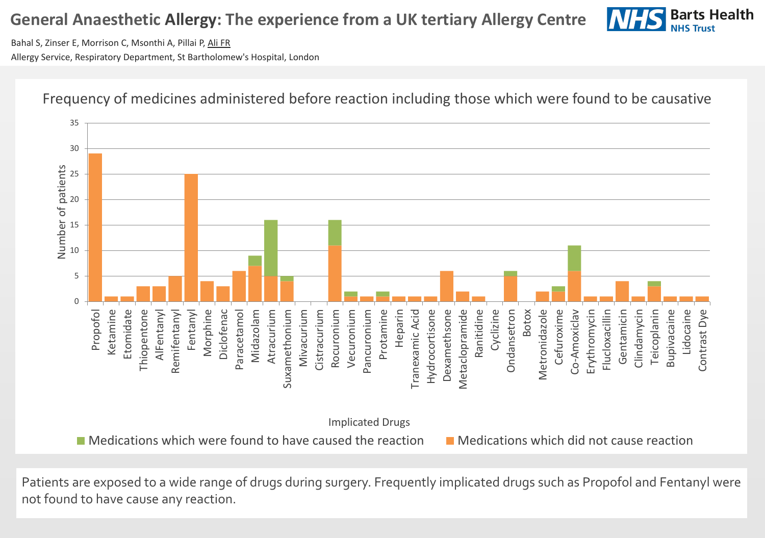# General Anaesthetic Allergy: The experience from a UK tertiary Allergy Centre

Bahal S, Zinser E, Morrison C, Msonthi A, Pillai P, Ali FR

Allergy Service, Respiratory Department, St Bartholomew's Hospital, London

Frequency of medicines administered before reaction including those which were found to be causative

Number of patients

35
30
25
20
15
10
5
0

Propofol, Ketamine, Etomidate, Thiopentone, AlFentanyl, Remifentanyl, Fentanyl, Morphine, Diclofenac, Paracetamol, Midazolam, Atracurium, Suxamethonium, Mivacurium, Cistracurium, Rocuronium, Vecuronium, Pancuronium, Protamine, Heparin, Tranexamic Acid, Hydrocortisone, Dexamethsone, Metaclopramide, Ranitidine, Cyclizine, Ondansetron, Botox, Metronidazole, Cefuroxime, Co-Amoxiclav, Erythromycin, Flucloxacillin, Gentamicin, Clindamycin, Teicoplanin, Bupivacaine, Lidocaine, Contrast Dye

Implicated Drugs

Medications which were found to have caused the reaction

Medications which did not cause reaction

Patients are exposed to a wide range of drugs during surgery. Frequently implicated drugs such as Propofol and Fentanyl were not found to have cause any reaction.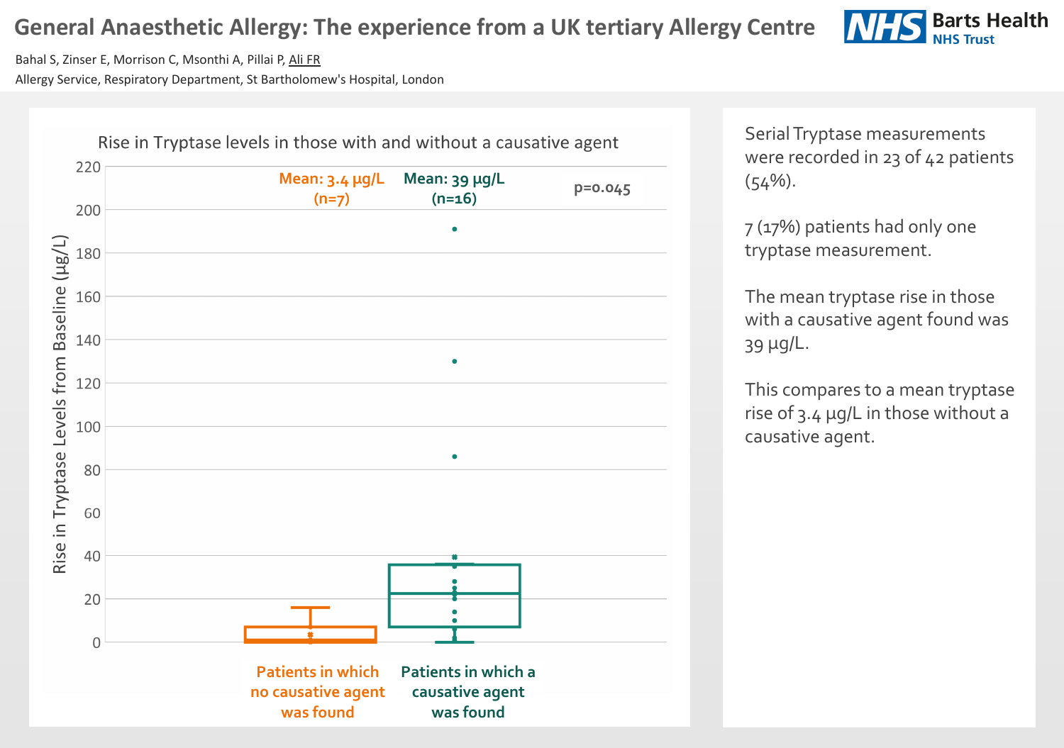# General Anaesthetic Allergy: The experience from a UK tertiary Allergy Centre

Bahal S, Zinser E, Morrison C, Msonthi A, Pillai P, Ali FR

Allergy Service, Respiratory Department, St Bartholomew's Hospital, London

Rise in Tryptase levels in those with and without a causative agent

Rise in Tryptase Levels from Baseline (µg/L)

220
200
180
160
140
120
100
80
60
40
20
0

Mean: 3.4 µg/L (n=7)

Mean: 39 µg/L (n=16)

p=0.045

Patients in which no causative agent was found

Patients in which a causative agent was found

Serial Tryptase measurements were recorded in 23 of 42 patients (54%).

7 (17%) patients had only one tryptase measurement.

The mean tryptase rise in those with a causative agent found was 39 µg/L.

This compares to a mean tryptase rise of 3.4 µg/L in those without a causative agent.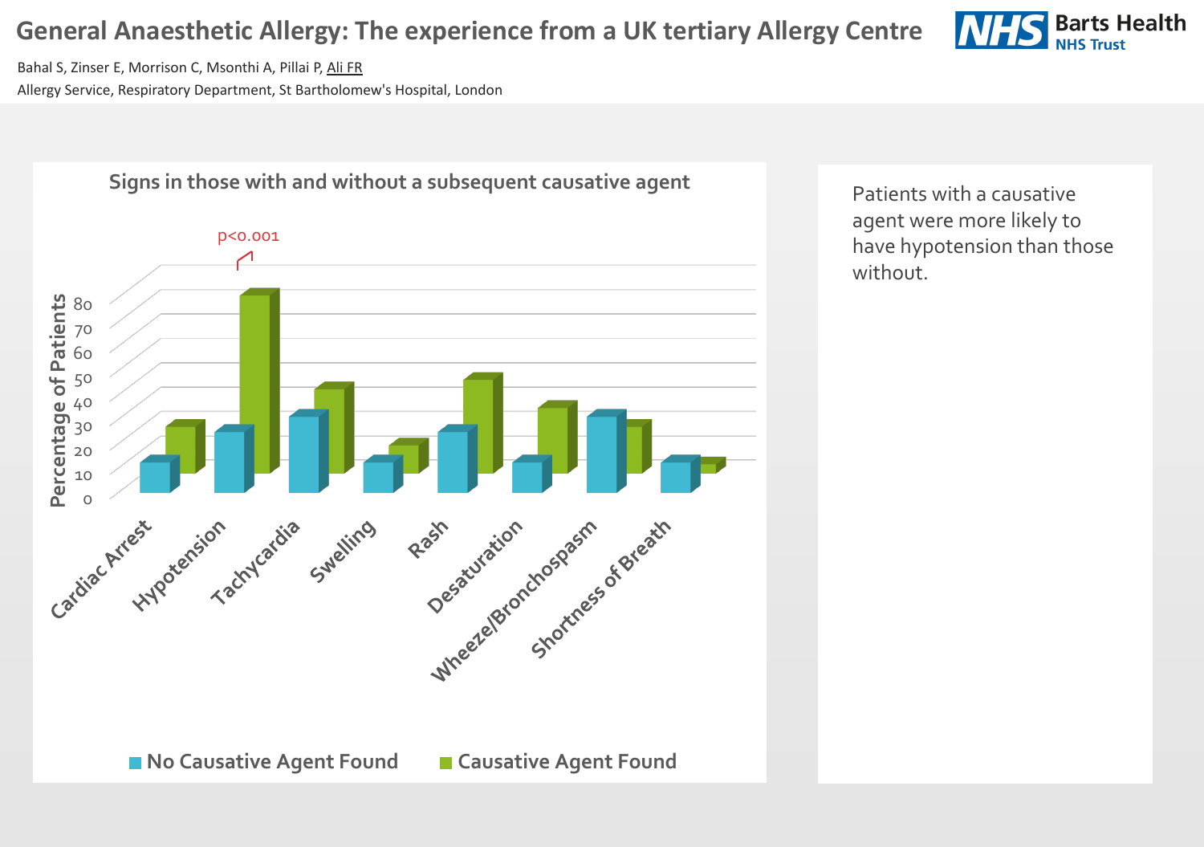# General Anaesthetic Allergy: The experience from a UK tertiary Allergy Centre

Bahal S, Zinser E, Morrison C, Msonthi A, Pillai P, Ali FR

Allergy Service, Respiratory Department, St Bartholomew's Hospital, London

**Signs in those with and without a subsequent causative agent**

p<0.001

Percentage of Patients

0
10
20
30
40
50
60
70
80

Cardiac Arrest
Hypotension
Tachycardia
Swelling
Rash
Desaturation
Wheeze/Bronchospasm
Shortness of Breath

No Causative Agent Found
Causative Agent Found

Patients with a causative agent were more likely to have hypotension than those without.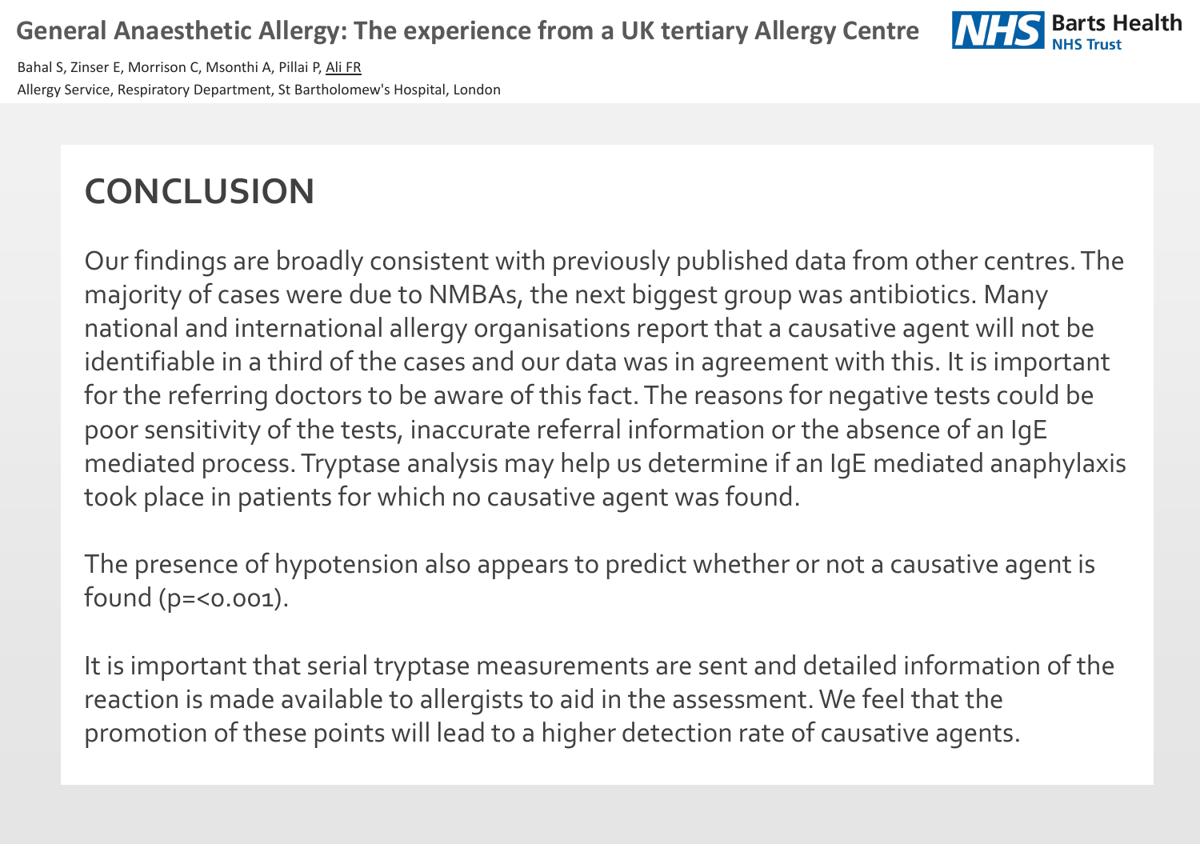## CONCLUSION

Our findings are broadly consistent with previously published data from other centres. The majority of cases were due to NMBAs, the next biggest group was antibiotics. Many national and international allergy organisations report that a causative agent will not be identifiable in a third of the cases and our data was in agreement with this. It is important for the referring doctors to be aware of this fact. The reasons for negative tests could be poor sensitivity of the tests, inaccurate referral information or the absence of an IgE mediated process. Tryptase analysis may help us determine if an IgE mediated anaphylaxis took place in patients for which no causative agent was found.

The presence of hypotension also appears to predict whether or not a causative agent is found ($p=<0.001$).

It is important that serial tryptase measurements are sent and detailed information of the reaction is made available to allergists to aid in the assessment. We feel that the promotion of these points will lead to a higher detection rate of causative agents.